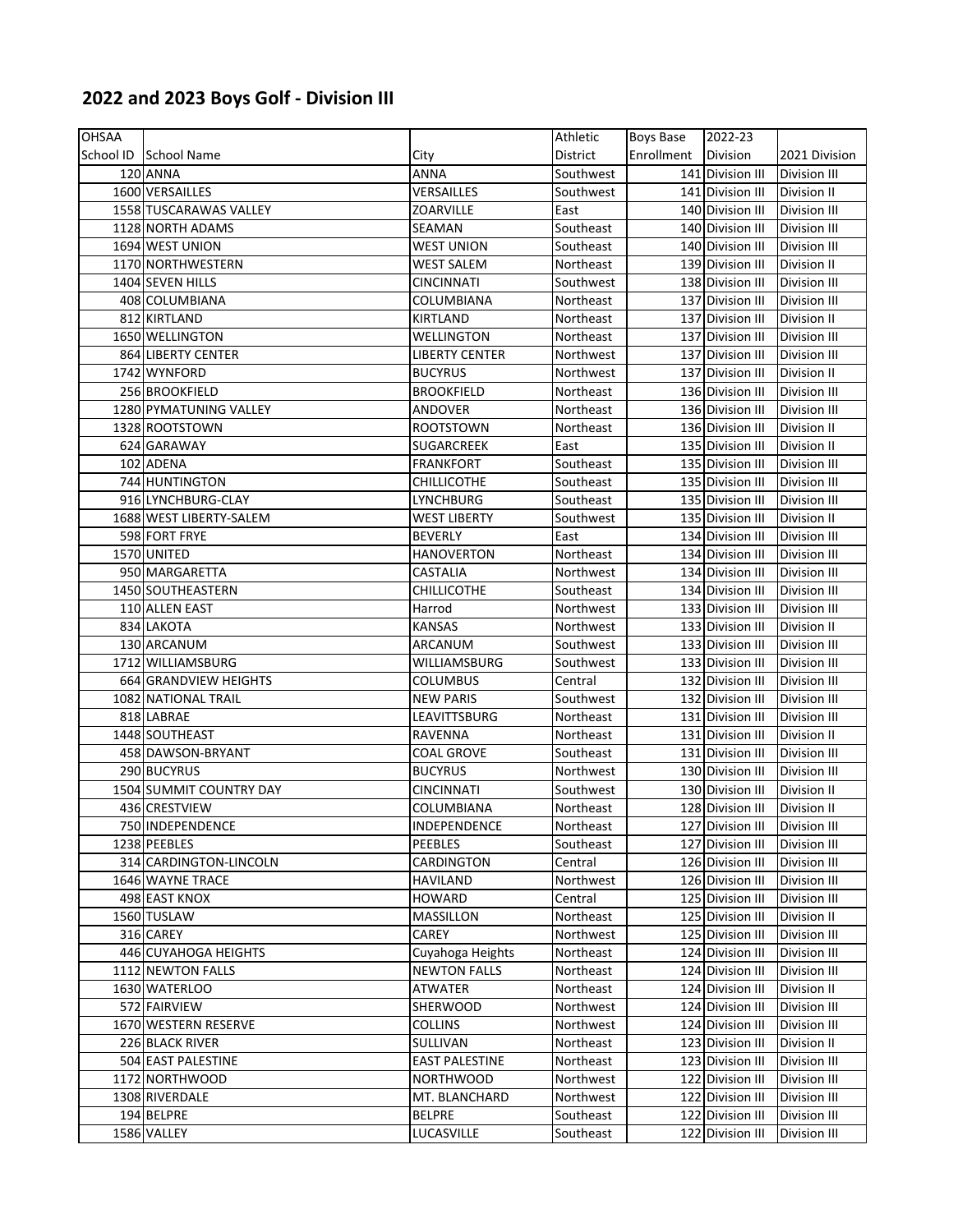## 2022 and 2023 Boys Golf - Division III

| OHSAA School ID | School Name | City | Athletic District | Boys Base Enrollment | 2022-23 Division | 2021 Division |
|---|---|---|---|---|---|---|
| 120 | ANNA | ANNA | Southwest | 141 | Division III | Division III |
| 1600 | VERSAILLES | VERSAILLES | Southwest | 141 | Division III | Division II |
| 1558 | TUSCARAWAS VALLEY | ZOARVILLE | East | 140 | Division III | Division III |
| 1128 | NORTH ADAMS | SEAMAN | Southeast | 140 | Division III | Division III |
| 1694 | WEST UNION | WEST UNION | Southeast | 140 | Division III | Division III |
| 1170 | NORTHWESTERN | WEST SALEM | Northeast | 139 | Division III | Division II |
| 1404 | SEVEN HILLS | CINCINNATI | Southwest | 138 | Division III | Division III |
| 408 | COLUMBIANA | COLUMBIANA | Northeast | 137 | Division III | Division III |
| 812 | KIRTLAND | KIRTLAND | Northeast | 137 | Division III | Division II |
| 1650 | WELLINGTON | WELLINGTON | Northeast | 137 | Division III | Division III |
| 864 | LIBERTY CENTER | LIBERTY CENTER | Northwest | 137 | Division III | Division III |
| 1742 | WYNFORD | BUCYRUS | Northwest | 137 | Division III | Division II |
| 256 | BROOKFIELD | BROOKFIELD | Northeast | 136 | Division III | Division III |
| 1280 | PYMATUNING VALLEY | ANDOVER | Northeast | 136 | Division III | Division III |
| 1328 | ROOTSTOWN | ROOTSTOWN | Northeast | 136 | Division III | Division II |
| 624 | GARAWAY | SUGARCREEK | East | 135 | Division III | Division II |
| 102 | ADENA | FRANKFORT | Southeast | 135 | Division III | Division III |
| 744 | HUNTINGTON | CHILLICOTHE | Southeast | 135 | Division III | Division III |
| 916 | LYNCHBURG-CLAY | LYNCHBURG | Southeast | 135 | Division III | Division III |
| 1688 | WEST LIBERTY-SALEM | WEST LIBERTY | Southwest | 135 | Division III | Division II |
| 598 | FORT FRYE | BEVERLY | East | 134 | Division III | Division III |
| 1570 | UNITED | HANOVERTON | Northeast | 134 | Division III | Division III |
| 950 | MARGARETTA | CASTALIA | Northwest | 134 | Division III | Division III |
| 1450 | SOUTHEASTERN | CHILLICOTHE | Southeast | 134 | Division III | Division III |
| 110 | ALLEN EAST | Harrod | Northwest | 133 | Division III | Division III |
| 834 | LAKOTA | KANSAS | Northwest | 133 | Division III | Division II |
| 130 | ARCANUM | ARCANUM | Southwest | 133 | Division III | Division III |
| 1712 | WILLIAMSBURG | WILLIAMSBURG | Southwest | 133 | Division III | Division III |
| 664 | GRANDVIEW HEIGHTS | COLUMBUS | Central | 132 | Division III | Division III |
| 1082 | NATIONAL TRAIL | NEW PARIS | Southwest | 132 | Division III | Division III |
| 818 | LABRAE | LEAVITTSBURG | Northeast | 131 | Division III | Division III |
| 1448 | SOUTHEAST | RAVENNA | Northeast | 131 | Division III | Division II |
| 458 | DAWSON-BRYANT | COAL GROVE | Southeast | 131 | Division III | Division III |
| 290 | BUCYRUS | BUCYRUS | Northwest | 130 | Division III | Division III |
| 1504 | SUMMIT COUNTRY DAY | CINCINNATI | Southwest | 130 | Division III | Division II |
| 436 | CRESTVIEW | COLUMBIANA | Northeast | 128 | Division III | Division II |
| 750 | INDEPENDENCE | INDEPENDENCE | Northeast | 127 | Division III | Division III |
| 1238 | PEEBLES | PEEBLES | Southeast | 127 | Division III | Division III |
| 314 | CARDINGTON-LINCOLN | CARDINGTON | Central | 126 | Division III | Division III |
| 1646 | WAYNE TRACE | HAVILAND | Northwest | 126 | Division III | Division III |
| 498 | EAST KNOX | HOWARD | Central | 125 | Division III | Division III |
| 1560 | TUSLAW | MASSILLON | Northeast | 125 | Division III | Division II |
| 316 | CAREY | CAREY | Northwest | 125 | Division III | Division III |
| 446 | CUYAHOGA HEIGHTS | Cuyahoga Heights | Northeast | 124 | Division III | Division III |
| 1112 | NEWTON FALLS | NEWTON FALLS | Northeast | 124 | Division III | Division III |
| 1630 | WATERLOO | ATWATER | Northeast | 124 | Division III | Division II |
| 572 | FAIRVIEW | SHERWOOD | Northwest | 124 | Division III | Division III |
| 1670 | WESTERN RESERVE | COLLINS | Northwest | 124 | Division III | Division III |
| 226 | BLACK RIVER | SULLIVAN | Northeast | 123 | Division III | Division II |
| 504 | EAST PALESTINE | EAST PALESTINE | Northeast | 123 | Division III | Division III |
| 1172 | NORTHWOOD | NORTHWOOD | Northwest | 122 | Division III | Division III |
| 1308 | RIVERDALE | MT. BLANCHARD | Northwest | 122 | Division III | Division III |
| 194 | BELPRE | BELPRE | Southeast | 122 | Division III | Division III |
| 1586 | VALLEY | LUCASVILLE | Southeast | 122 | Division III | Division III |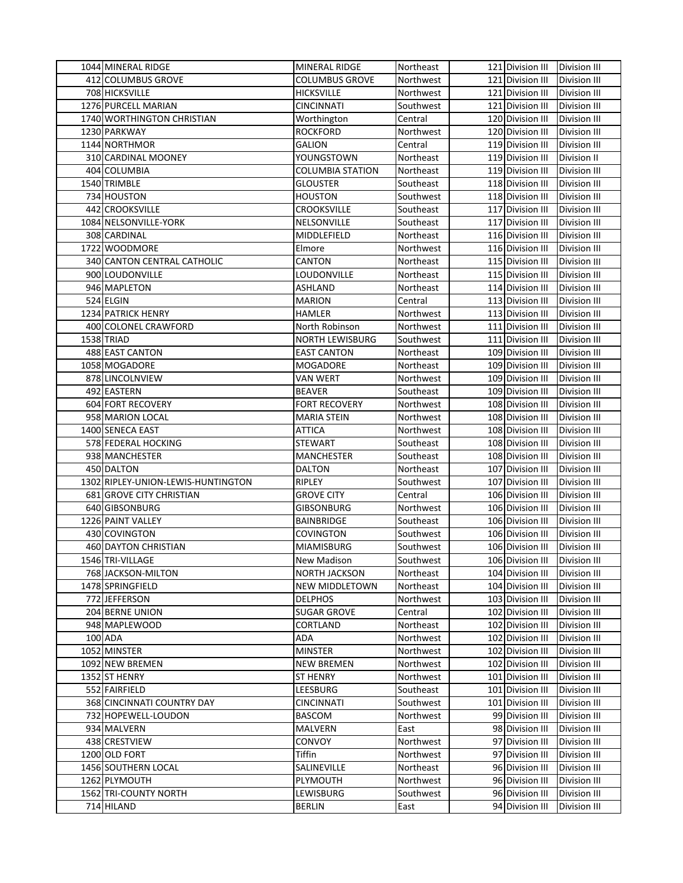| | | | | | | |
|---|---|---|---|---|---|---|
| 1044 | MINERAL RIDGE | MINERAL RIDGE | Northeast | 121 | Division III | Division III |
| 412 | COLUMBUS GROVE | COLUMBUS GROVE | Northwest | 121 | Division III | Division III |
| 708 | HICKSVILLE | HICKSVILLE | Northwest | 121 | Division III | Division III |
| 1276 | PURCELL MARIAN | CINCINNATI | Southwest | 121 | Division III | Division III |
| 1740 | WORTHINGTON CHRISTIAN | Worthington | Central | 120 | Division III | Division III |
| 1230 | PARKWAY | ROCKFORD | Northwest | 120 | Division III | Division III |
| 1144 | NORTHMOR | GALION | Central | 119 | Division III | Division III |
| 310 | CARDINAL MOONEY | YOUNGSTOWN | Northeast | 119 | Division III | Division II |
| 404 | COLUMBIA | COLUMBIA STATION | Northeast | 119 | Division III | Division III |
| 1540 | TRIMBLE | GLOUSTER | Southeast | 118 | Division III | Division III |
| 734 | HOUSTON | HOUSTON | Southwest | 118 | Division III | Division III |
| 442 | CROOKSVILLE | CROOKSVILLE | Southeast | 117 | Division III | Division III |
| 1084 | NELSONVILLE-YORK | NELSONVILLE | Southeast | 117 | Division III | Division III |
| 308 | CARDINAL | MIDDLEFIELD | Northeast | 116 | Division III | Division III |
| 1722 | WOODMORE | Elmore | Northwest | 116 | Division III | Division III |
| 340 | CANTON CENTRAL CATHOLIC | CANTON | Northeast | 115 | Division III | Division III |
| 900 | LOUDONVILLE | LOUDONVILLE | Northeast | 115 | Division III | Division III |
| 946 | MAPLETON | ASHLAND | Northeast | 114 | Division III | Division III |
| 524 | ELGIN | MARION | Central | 113 | Division III | Division III |
| 1234 | PATRICK HENRY | HAMLER | Northwest | 113 | Division III | Division III |
| 400 | COLONEL CRAWFORD | North Robinson | Northwest | 111 | Division III | Division III |
| 1538 | TRIAD | NORTH LEWISBURG | Southwest | 111 | Division III | Division III |
| 488 | EAST CANTON | EAST CANTON | Northeast | 109 | Division III | Division III |
| 1058 | MOGADORE | MOGADORE | Northeast | 109 | Division III | Division III |
| 878 | LINCOLNVIEW | VAN WERT | Northwest | 109 | Division III | Division III |
| 492 | EASTERN | BEAVER | Southeast | 109 | Division III | Division III |
| 604 | FORT RECOVERY | FORT RECOVERY | Northwest | 108 | Division III | Division III |
| 958 | MARION LOCAL | MARIA STEIN | Northwest | 108 | Division III | Division III |
| 1400 | SENECA EAST | ATTICA | Northwest | 108 | Division III | Division III |
| 578 | FEDERAL HOCKING | STEWART | Southeast | 108 | Division III | Division III |
| 938 | MANCHESTER | MANCHESTER | Southeast | 108 | Division III | Division III |
| 450 | DALTON | DALTON | Northeast | 107 | Division III | Division III |
| 1302 | RIPLEY-UNION-LEWIS-HUNTINGTON | RIPLEY | Southwest | 107 | Division III | Division III |
| 681 | GROVE CITY CHRISTIAN | GROVE CITY | Central | 106 | Division III | Division III |
| 640 | GIBSONBURG | GIBSONBURG | Northwest | 106 | Division III | Division III |
| 1226 | PAINT VALLEY | BAINBRIDGE | Southeast | 106 | Division III | Division III |
| 430 | COVINGTON | COVINGTON | Southwest | 106 | Division III | Division III |
| 460 | DAYTON CHRISTIAN | MIAMISBURG | Southwest | 106 | Division III | Division III |
| 1546 | TRI-VILLAGE | New Madison | Southwest | 106 | Division III | Division III |
| 768 | JACKSON-MILTON | NORTH JACKSON | Northeast | 104 | Division III | Division III |
| 1478 | SPRINGFIELD | NEW MIDDLETOWN | Northeast | 104 | Division III | Division III |
| 772 | JEFFERSON | DELPHOS | Northwest | 103 | Division III | Division III |
| 204 | BERNE UNION | SUGAR GROVE | Central | 102 | Division III | Division III |
| 948 | MAPLEWOOD | CORTLAND | Northeast | 102 | Division III | Division III |
| 100 | ADA | ADA | Northwest | 102 | Division III | Division III |
| 1052 | MINSTER | MINSTER | Northwest | 102 | Division III | Division III |
| 1092 | NEW BREMEN | NEW BREMEN | Northwest | 102 | Division III | Division III |
| 1352 | ST HENRY | ST HENRY | Northwest | 101 | Division III | Division III |
| 552 | FAIRFIELD | LEESBURG | Southeast | 101 | Division III | Division III |
| 368 | CINCINNATI COUNTRY DAY | CINCINNATI | Southwest | 101 | Division III | Division III |
| 732 | HOPEWELL-LOUDON | BASCOM | Northwest | 99 | Division III | Division III |
| 934 | MALVERN | MALVERN | East | 98 | Division III | Division III |
| 438 | CRESTVIEW | CONVOY | Northwest | 97 | Division III | Division III |
| 1200 | OLD FORT | Tiffin | Northwest | 97 | Division III | Division III |
| 1456 | SOUTHERN LOCAL | SALINEVILLE | Northeast | 96 | Division III | Division III |
| 1262 | PLYMOUTH | PLYMOUTH | Northwest | 96 | Division III | Division III |
| 1562 | TRI-COUNTY NORTH | LEWISBURG | Southwest | 96 | Division III | Division III |
| 714 | HILAND | BERLIN | East | 94 | Division III | Division III |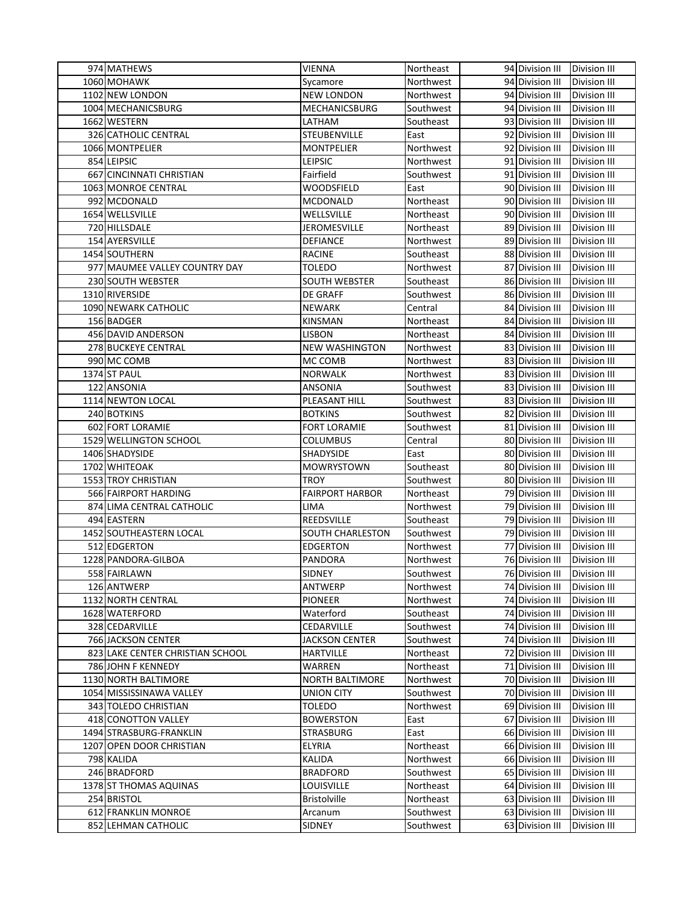| | | | | | | |
|---|---|---|---|---|---|---|
| 974 | MATHEWS | VIENNA | Northeast | 94 | Division III | Division III |
| 1060 | MOHAWK | Sycamore | Northwest | 94 | Division III | Division III |
| 1102 | NEW LONDON | NEW LONDON | Northwest | 94 | Division III | Division III |
| 1004 | MECHANICSBURG | MECHANICSBURG | Southwest | 94 | Division III | Division III |
| 1662 | WESTERN | LATHAM | Southeast | 93 | Division III | Division III |
| 326 | CATHOLIC CENTRAL | STEUBENVILLE | East | 92 | Division III | Division III |
| 1066 | MONTPELIER | MONTPELIER | Northwest | 92 | Division III | Division III |
| 854 | LEIPSIC | LEIPSIC | Northwest | 91 | Division III | Division III |
| 667 | CINCINNATI CHRISTIAN | Fairfield | Southwest | 91 | Division III | Division III |
| 1063 | MONROE CENTRAL | WOODSFIELD | East | 90 | Division III | Division III |
| 992 | MCDONALD | MCDONALD | Northeast | 90 | Division III | Division III |
| 1654 | WELLSVILLE | WELLSVILLE | Northeast | 90 | Division III | Division III |
| 720 | HILLSDALE | JEROMESVILLE | Northeast | 89 | Division III | Division III |
| 154 | AYERSVILLE | DEFIANCE | Northwest | 89 | Division III | Division III |
| 1454 | SOUTHERN | RACINE | Southeast | 88 | Division III | Division III |
| 977 | MAUMEE VALLEY COUNTRY DAY | TOLEDO | Northwest | 87 | Division III | Division III |
| 230 | SOUTH WEBSTER | SOUTH WEBSTER | Southeast | 86 | Division III | Division III |
| 1310 | RIVERSIDE | DE GRAFF | Southwest | 86 | Division III | Division III |
| 1090 | NEWARK CATHOLIC | NEWARK | Central | 84 | Division III | Division III |
| 156 | BADGER | KINSMAN | Northeast | 84 | Division III | Division III |
| 456 | DAVID ANDERSON | LISBON | Northeast | 84 | Division III | Division III |
| 278 | BUCKEYE CENTRAL | NEW WASHINGTON | Northwest | 83 | Division III | Division III |
| 990 | MC COMB | MC COMB | Northwest | 83 | Division III | Division III |
| 1374 | ST PAUL | NORWALK | Northwest | 83 | Division III | Division III |
| 122 | ANSONIA | ANSONIA | Southwest | 83 | Division III | Division III |
| 1114 | NEWTON LOCAL | PLEASANT HILL | Southwest | 83 | Division III | Division III |
| 240 | BOTKINS | BOTKINS | Southwest | 82 | Division III | Division III |
| 602 | FORT LORAMIE | FORT LORAMIE | Southwest | 81 | Division III | Division III |
| 1529 | WELLINGTON SCHOOL | COLUMBUS | Central | 80 | Division III | Division III |
| 1406 | SHADYSIDE | SHADYSIDE | East | 80 | Division III | Division III |
| 1702 | WHITEOAK | MOWRYSTOWN | Southeast | 80 | Division III | Division III |
| 1553 | TROY CHRISTIAN | TROY | Southwest | 80 | Division III | Division III |
| 566 | FAIRPORT HARDING | FAIRPORT HARBOR | Northeast | 79 | Division III | Division III |
| 874 | LIMA CENTRAL CATHOLIC | LIMA | Northwest | 79 | Division III | Division III |
| 494 | EASTERN | REEDSVILLE | Southeast | 79 | Division III | Division III |
| 1452 | SOUTHEASTERN LOCAL | SOUTH CHARLESTON | Southwest | 79 | Division III | Division III |
| 512 | EDGERTON | EDGERTON | Northwest | 77 | Division III | Division III |
| 1228 | PANDORA-GILBOA | PANDORA | Northwest | 76 | Division III | Division III |
| 558 | FAIRLAWN | SIDNEY | Southwest | 76 | Division III | Division III |
| 126 | ANTWERP | ANTWERP | Northwest | 74 | Division III | Division III |
| 1132 | NORTH CENTRAL | PIONEER | Northwest | 74 | Division III | Division III |
| 1628 | WATERFORD | Waterford | Southeast | 74 | Division III | Division III |
| 328 | CEDARVILLE | CEDARVILLE | Southwest | 74 | Division III | Division III |
| 766 | JACKSON CENTER | JACKSON CENTER | Southwest | 74 | Division III | Division III |
| 823 | LAKE CENTER CHRISTIAN SCHOOL | HARTVILLE | Northeast | 72 | Division III | Division III |
| 786 | JOHN F KENNEDY | WARREN | Northeast | 71 | Division III | Division III |
| 1130 | NORTH BALTIMORE | NORTH BALTIMORE | Northwest | 70 | Division III | Division III |
| 1054 | MISSISSINAWA VALLEY | UNION CITY | Southwest | 70 | Division III | Division III |
| 343 | TOLEDO CHRISTIAN | TOLEDO | Northwest | 69 | Division III | Division III |
| 418 | CONOTTON VALLEY | BOWERSTON | East | 67 | Division III | Division III |
| 1494 | STRASBURG-FRANKLIN | STRASBURG | East | 66 | Division III | Division III |
| 1207 | OPEN DOOR CHRISTIAN | ELYRIA | Northeast | 66 | Division III | Division III |
| 798 | KALIDA | KALIDA | Northwest | 66 | Division III | Division III |
| 246 | BRADFORD | BRADFORD | Southwest | 65 | Division III | Division III |
| 1378 | ST THOMAS AQUINAS | LOUISVILLE | Northeast | 64 | Division III | Division III |
| 254 | BRISTOL | Bristolville | Northeast | 63 | Division III | Division III |
| 612 | FRANKLIN MONROE | Arcanum | Southwest | 63 | Division III | Division III |
| 852 | LEHMAN CATHOLIC | SIDNEY | Southwest | 63 | Division III | Division III |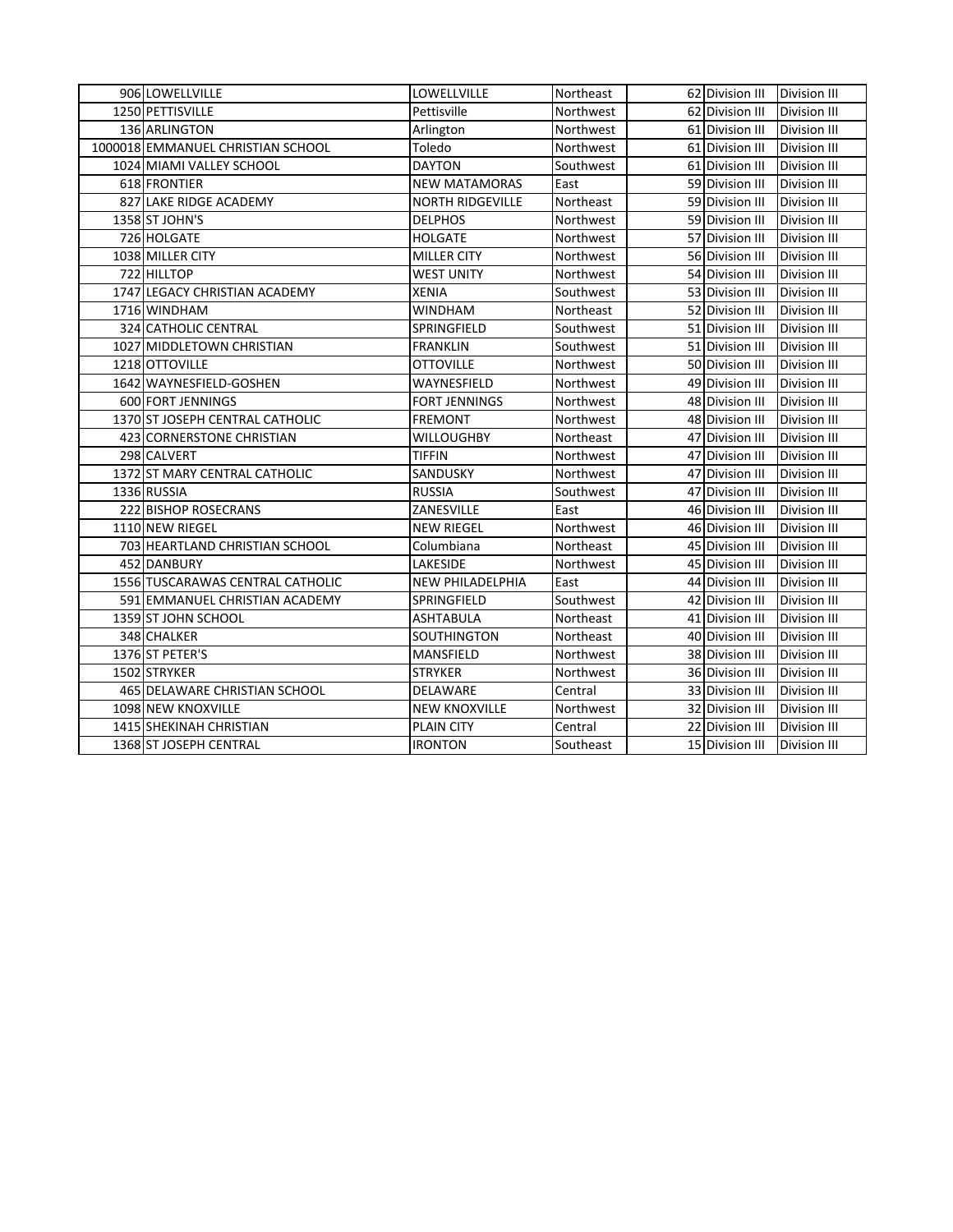| | | | | | | |
|---|---|---|---|---|---|---|
| 906 | LOWELLVILLE | LOWELLVILLE | Northeast | 62 | Division III | Division III |
| 1250 | PETTISVILLE | Pettisville | Northwest | 62 | Division III | Division III |
| 136 | ARLINGTON | Arlington | Northwest | 61 | Division III | Division III |
| 1000018 | EMMANUEL CHRISTIAN SCHOOL | Toledo | Northwest | 61 | Division III | Division III |
| 1024 | MIAMI VALLEY SCHOOL | DAYTON | Southwest | 61 | Division III | Division III |
| 618 | FRONTIER | NEW MATAMORAS | East | 59 | Division III | Division III |
| 827 | LAKE RIDGE ACADEMY | NORTH RIDGEVILLE | Northeast | 59 | Division III | Division III |
| 1358 | ST JOHN'S | DELPHOS | Northwest | 59 | Division III | Division III |
| 726 | HOLGATE | HOLGATE | Northwest | 57 | Division III | Division III |
| 1038 | MILLER CITY | MILLER CITY | Northwest | 56 | Division III | Division III |
| 722 | HILLTOP | WEST UNITY | Northwest | 54 | Division III | Division III |
| 1747 | LEGACY CHRISTIAN ACADEMY | XENIA | Southwest | 53 | Division III | Division III |
| 1716 | WINDHAM | WINDHAM | Northeast | 52 | Division III | Division III |
| 324 | CATHOLIC CENTRAL | SPRINGFIELD | Southwest | 51 | Division III | Division III |
| 1027 | MIDDLETOWN CHRISTIAN | FRANKLIN | Southwest | 51 | Division III | Division III |
| 1218 | OTTOVILLE | OTTOVILLE | Northwest | 50 | Division III | Division III |
| 1642 | WAYNESFIELD-GOSHEN | WAYNESFIELD | Northwest | 49 | Division III | Division III |
| 600 | FORT JENNINGS | FORT JENNINGS | Northwest | 48 | Division III | Division III |
| 1370 | ST JOSEPH CENTRAL CATHOLIC | FREMONT | Northwest | 48 | Division III | Division III |
| 423 | CORNERSTONE CHRISTIAN | WILLOUGHBY | Northeast | 47 | Division III | Division III |
| 298 | CALVERT | TIFFIN | Northwest | 47 | Division III | Division III |
| 1372 | ST MARY CENTRAL CATHOLIC | SANDUSKY | Northwest | 47 | Division III | Division III |
| 1336 | RUSSIA | RUSSIA | Southwest | 47 | Division III | Division III |
| 222 | BISHOP ROSECRANS | ZANESVILLE | East | 46 | Division III | Division III |
| 1110 | NEW RIEGEL | NEW RIEGEL | Northwest | 46 | Division III | Division III |
| 703 | HEARTLAND CHRISTIAN SCHOOL | Columbiana | Northeast | 45 | Division III | Division III |
| 452 | DANBURY | LAKESIDE | Northwest | 45 | Division III | Division III |
| 1556 | TUSCARAWAS CENTRAL CATHOLIC | NEW PHILADELPHIA | East | 44 | Division III | Division III |
| 591 | EMMANUEL CHRISTIAN ACADEMY | SPRINGFIELD | Southwest | 42 | Division III | Division III |
| 1359 | ST JOHN SCHOOL | ASHTABULA | Northeast | 41 | Division III | Division III |
| 348 | CHALKER | SOUTHINGTON | Northeast | 40 | Division III | Division III |
| 1376 | ST PETER'S | MANSFIELD | Northwest | 38 | Division III | Division III |
| 1502 | STRYKER | STRYKER | Northwest | 36 | Division III | Division III |
| 465 | DELAWARE CHRISTIAN SCHOOL | DELAWARE | Central | 33 | Division III | Division III |
| 1098 | NEW KNOXVILLE | NEW KNOXVILLE | Northwest | 32 | Division III | Division III |
| 1415 | SHEKINAH CHRISTIAN | PLAIN CITY | Central | 22 | Division III | Division III |
| 1368 | ST JOSEPH CENTRAL | IRONTON | Southeast | 15 | Division III | Division III |